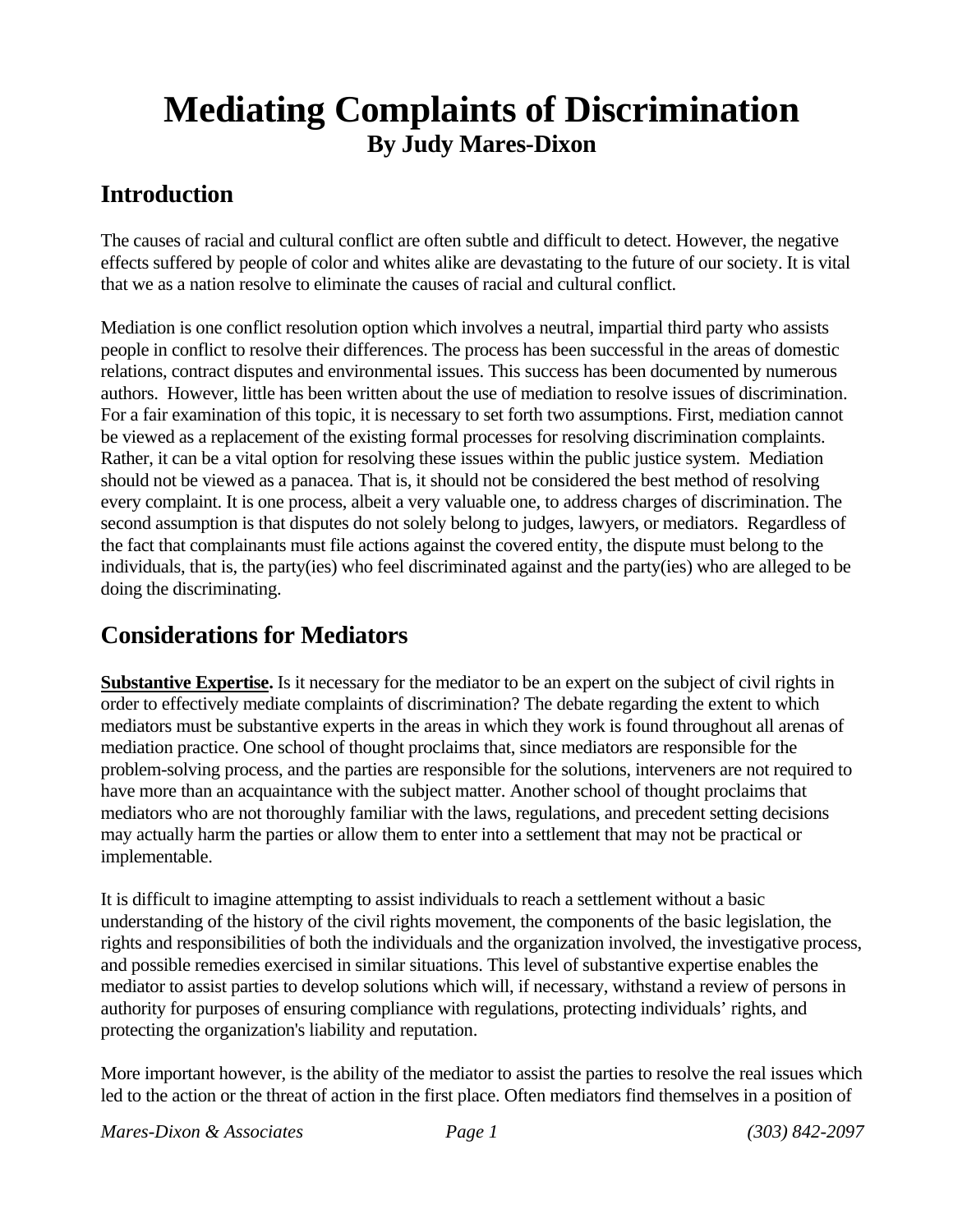# Mediating Complaints of Discrimination

**By Judy Mares-Dixon**

## Introduction

The causes of racial and cultural conflict are often subtle and difficult to detect. However, the negative effects suffered by people of color and whites alike are devastating to the future of our society. It is vital that we as a nation resolve to eliminate the causes of racial and cultural conflict.

Mediation is one conflict resolution option which involves a neutral, impartial third party who assists people in conflict to resolve their differences. The process has been successful in the areas of domestic relations, contract disputes and environmental issues. This success has been documented by numerous authors. However, little has been written about the use of mediation to resolve issues of discrimination. For a fair examination of this topic, it is necessary to set forth two assumptions. First, mediation cannot be viewed as a replacement of the existing formal processes for resolving discrimination complaints. Rather, it can be a vital option for resolving these issues within the public justice system. Mediation should not be viewed as a panacea. That is, it should not be considered the best method of resolving every complaint. It is one process, albeit a very valuable one, to address charges of discrimination. The second assumption is that disputes do not solely belong to judges, lawyers, or mediators. Regardless of the fact that complainants must file actions against the covered entity, the dispute must belong to the individuals, that is, the party(ies) who feel discriminated against and the party(ies) who are alleged to be doing the discriminating.

## Considerations for Mediators

**Substantive Expertise.** Is it necessary for the mediator to be an expert on the subject of civil rights in order to effectively mediate complaints of discrimination? The debate regarding the extent to which mediators must be substantive experts in the areas in which they work is found throughout all arenas of mediation practice. One school of thought proclaims that, since mediators are responsible for the problem-solving process, and the parties are responsible for the solutions, interveners are not required to have more than an acquaintance with the subject matter. Another school of thought proclaims that mediators who are not thoroughly familiar with the laws, regulations, and precedent setting decisions may actually harm the parties or allow them to enter into a settlement that may not be practical or implementable.

It is difficult to imagine attempting to assist individuals to reach a settlement without a basic understanding of the history of the civil rights movement, the components of the basic legislation, the rights and responsibilities of both the individuals and the organization involved, the investigative process, and possible remedies exercised in similar situations. This level of substantive expertise enables the mediator to assist parties to develop solutions which will, if necessary, withstand a review of persons in authority for purposes of ensuring compliance with regulations, protecting individuals' rights, and protecting the organization's liability and reputation.

More important however, is the ability of the mediator to assist the parties to resolve the real issues which led to the action or the threat of action in the first place. Often mediators find themselves in a position of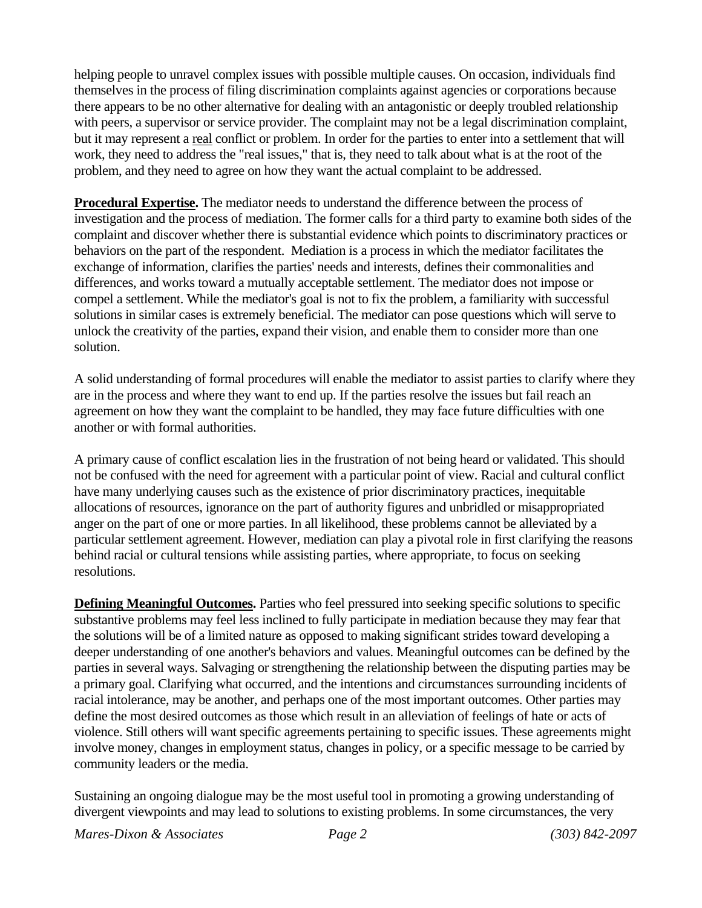helping people to unravel complex issues with possible multiple causes. On occasion, individuals find themselves in the process of filing discrimination complaints against agencies or corporations because there appears to be no other alternative for dealing with an antagonistic or deeply troubled relationship with peers, a supervisor or service provider. The complaint may not be a legal discrimination complaint, but it may represent a real conflict or problem. In order for the parties to enter into a settlement that will work, they need to address the "real issues," that is, they need to talk about what is at the root of the problem, and they need to agree on how they want the actual complaint to be addressed.

**Procedural Expertise.** The mediator needs to understand the difference between the process of investigation and the process of mediation. The former calls for a third party to examine both sides of the complaint and discover whether there is substantial evidence which points to discriminatory practices or behaviors on the part of the respondent. Mediation is a process in which the mediator facilitates the exchange of information, clarifies the parties' needs and interests, defines their commonalities and differences, and works toward a mutually acceptable settlement. The mediator does not impose or compel a settlement. While the mediator's goal is not to fix the problem, a familiarity with successful solutions in similar cases is extremely beneficial. The mediator can pose questions which will serve to unlock the creativity of the parties, expand their vision, and enable them to consider more than one solution.

A solid understanding of formal procedures will enable the mediator to assist parties to clarify where they are in the process and where they want to end up. If the parties resolve the issues but fail reach an agreement on how they want the complaint to be handled, they may face future difficulties with one another or with formal authorities.

A primary cause of conflict escalation lies in the frustration of not being heard or validated. This should not be confused with the need for agreement with a particular point of view. Racial and cultural conflict have many underlying causes such as the existence of prior discriminatory practices, inequitable allocations of resources, ignorance on the part of authority figures and unbridled or misappropriated anger on the part of one or more parties. In all likelihood, these problems cannot be alleviated by a particular settlement agreement. However, mediation can play a pivotal role in first clarifying the reasons behind racial or cultural tensions while assisting parties, where appropriate, to focus on seeking resolutions.

**Defining Meaningful Outcomes.** Parties who feel pressured into seeking specific solutions to specific substantive problems may feel less inclined to fully participate in mediation because they may fear that the solutions will be of a limited nature as opposed to making significant strides toward developing a deeper understanding of one another's behaviors and values. Meaningful outcomes can be defined by the parties in several ways. Salvaging or strengthening the relationship between the disputing parties may be a primary goal. Clarifying what occurred, and the intentions and circumstances surrounding incidents of racial intolerance, may be another, and perhaps one of the most important outcomes. Other parties may define the most desired outcomes as those which result in an alleviation of feelings of hate or acts of violence. Still others will want specific agreements pertaining to specific issues. These agreements might involve money, changes in employment status, changes in policy, or a specific message to be carried by community leaders or the media.

Sustaining an ongoing dialogue may be the most useful tool in promoting a growing understanding of divergent viewpoints and may lead to solutions to existing problems. In some circumstances, the very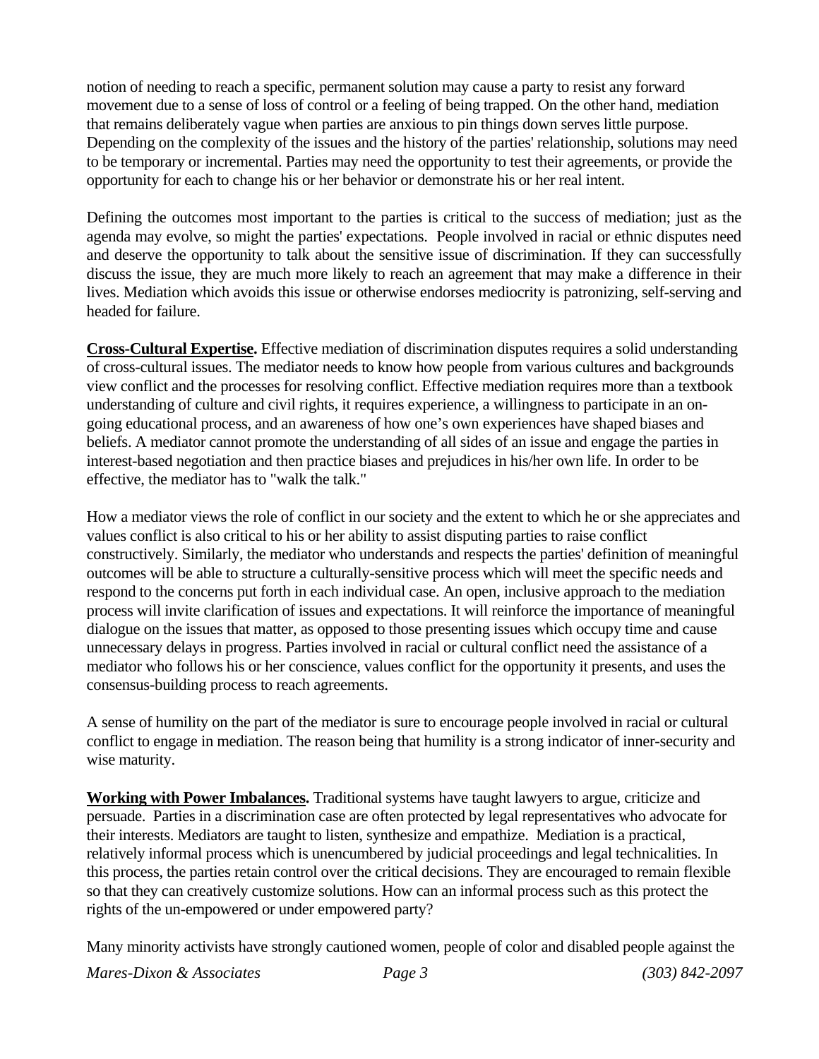notion of needing to reach a specific, permanent solution may cause a party to resist any forward movement due to a sense of loss of control or a feeling of being trapped. On the other hand, mediation that remains deliberately vague when parties are anxious to pin things down serves little purpose. Depending on the complexity of the issues and the history of the parties' relationship, solutions may need to be temporary or incremental. Parties may need the opportunity to test their agreements, or provide the opportunity for each to change his or her behavior or demonstrate his or her real intent.

Defining the outcomes most important to the parties is critical to the success of mediation; just as the agenda may evolve, so might the parties' expectations. People involved in racial or ethnic disputes need and deserve the opportunity to talk about the sensitive issue of discrimination. If they can successfully discuss the issue, they are much more likely to reach an agreement that may make a difference in their lives. Mediation which avoids this issue or otherwise endorses mediocrity is patronizing, self-serving and headed for failure.

**Cross-Cultural Expertise.** Effective mediation of discrimination disputes requires a solid understanding of cross-cultural issues. The mediator needs to know how people from various cultures and backgrounds view conflict and the processes for resolving conflict. Effective mediation requires more than a textbook understanding of culture and civil rights, it requires experience, a willingness to participate in an on-going educational process, and an awareness of how one's own experiences have shaped biases and beliefs. A mediator cannot promote the understanding of all sides of an issue and engage the parties in interest-based negotiation and then practice biases and prejudices in his/her own life. In order to be effective, the mediator has to "walk the talk."

How a mediator views the role of conflict in our society and the extent to which he or she appreciates and values conflict is also critical to his or her ability to assist disputing parties to raise conflict constructively. Similarly, the mediator who understands and respects the parties' definition of meaningful outcomes will be able to structure a culturally-sensitive process which will meet the specific needs and respond to the concerns put forth in each individual case. An open, inclusive approach to the mediation process will invite clarification of issues and expectations. It will reinforce the importance of meaningful dialogue on the issues that matter, as opposed to those presenting issues which occupy time and cause unnecessary delays in progress. Parties involved in racial or cultural conflict need the assistance of a mediator who follows his or her conscience, values conflict for the opportunity it presents, and uses the consensus-building process to reach agreements.

A sense of humility on the part of the mediator is sure to encourage people involved in racial or cultural conflict to engage in mediation. The reason being that humility is a strong indicator of inner-security and wise maturity.

**Working with Power Imbalances.** Traditional systems have taught lawyers to argue, criticize and persuade. Parties in a discrimination case are often protected by legal representatives who advocate for their interests. Mediators are taught to listen, synthesize and empathize. Mediation is a practical, relatively informal process which is unencumbered by judicial proceedings and legal technicalities. In this process, the parties retain control over the critical decisions. They are encouraged to remain flexible so that they can creatively customize solutions. How can an informal process such as this protect the rights of the un-empowered or under empowered party?

Many minority activists have strongly cautioned women, people of color and disabled people against the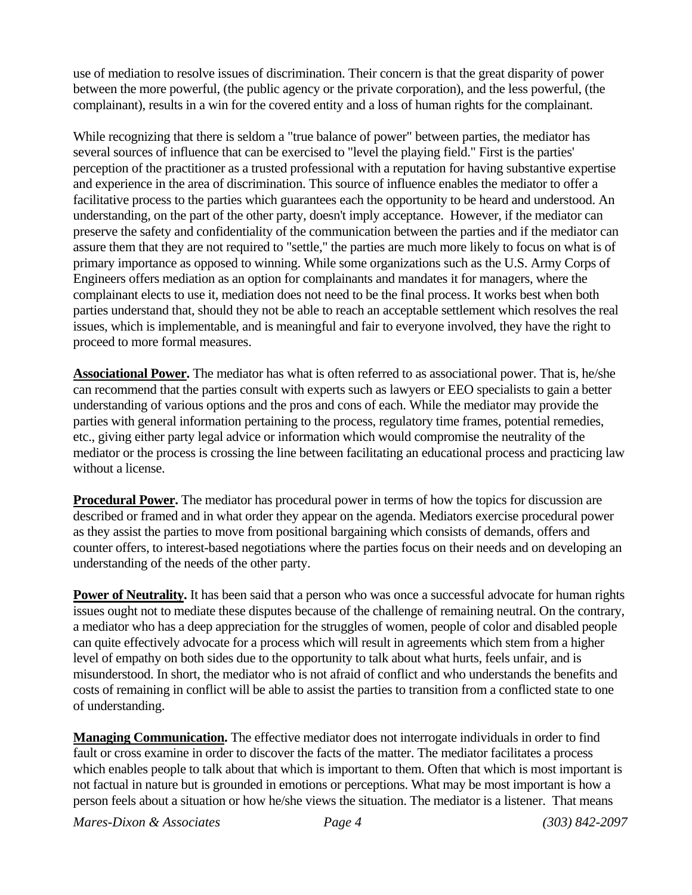use of mediation to resolve issues of discrimination. Their concern is that the great disparity of power between the more powerful, (the public agency or the private corporation), and the less powerful, (the complainant), results in a win for the covered entity and a loss of human rights for the complainant.

While recognizing that there is seldom a "true balance of power" between parties, the mediator has several sources of influence that can be exercised to "level the playing field." First is the parties' perception of the practitioner as a trusted professional with a reputation for having substantive expertise and experience in the area of discrimination. This source of influence enables the mediator to offer a facilitative process to the parties which guarantees each the opportunity to be heard and understood. An understanding, on the part of the other party, doesn't imply acceptance. However, if the mediator can preserve the safety and confidentiality of the communication between the parties and if the mediator can assure them that they are not required to "settle," the parties are much more likely to focus on what is of primary importance as opposed to winning. While some organizations such as the U.S. Army Corps of Engineers offers mediation as an option for complainants and mandates it for managers, where the complainant elects to use it, mediation does not need to be the final process. It works best when both parties understand that, should they not be able to reach an acceptable settlement which resolves the real issues, which is implementable, and is meaningful and fair to everyone involved, they have the right to proceed to more formal measures.

**Associational Power.** The mediator has what is often referred to as associational power. That is, he/she can recommend that the parties consult with experts such as lawyers or EEO specialists to gain a better understanding of various options and the pros and cons of each. While the mediator may provide the parties with general information pertaining to the process, regulatory time frames, potential remedies, etc., giving either party legal advice or information which would compromise the neutrality of the mediator or the process is crossing the line between facilitating an educational process and practicing law without a license.

**Procedural Power.** The mediator has procedural power in terms of how the topics for discussion are described or framed and in what order they appear on the agenda. Mediators exercise procedural power as they assist the parties to move from positional bargaining which consists of demands, offers and counter offers, to interest-based negotiations where the parties focus on their needs and on developing an understanding of the needs of the other party.

**Power of Neutrality.** It has been said that a person who was once a successful advocate for human rights issues ought not to mediate these disputes because of the challenge of remaining neutral. On the contrary, a mediator who has a deep appreciation for the struggles of women, people of color and disabled people can quite effectively advocate for a process which will result in agreements which stem from a higher level of empathy on both sides due to the opportunity to talk about what hurts, feels unfair, and is misunderstood. In short, the mediator who is not afraid of conflict and who understands the benefits and costs of remaining in conflict will be able to assist the parties to transition from a conflicted state to one of understanding.

**Managing Communication.** The effective mediator does not interrogate individuals in order to find fault or cross examine in order to discover the facts of the matter. The mediator facilitates a process which enables people to talk about that which is important to them. Often that which is most important is not factual in nature but is grounded in emotions or perceptions. What may be most important is how a person feels about a situation or how he/she views the situation. The mediator is a listener. That means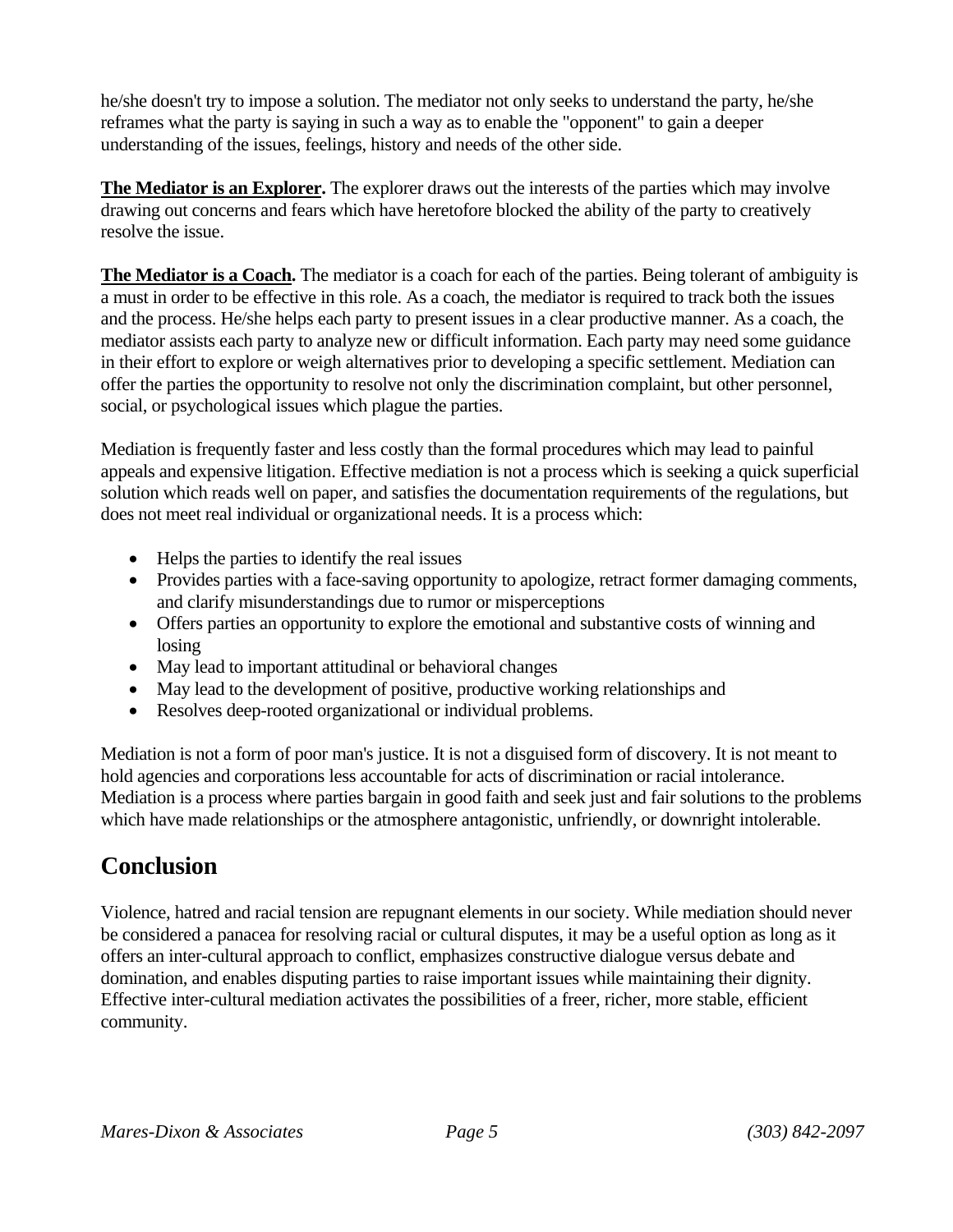he/she doesn't try to impose a solution. The mediator not only seeks to understand the party, he/she reframes what the party is saying in such a way as to enable the "opponent" to gain a deeper understanding of the issues, feelings, history and needs of the other side.

**The Mediator is an Explorer.** The explorer draws out the interests of the parties which may involve drawing out concerns and fears which have heretofore blocked the ability of the party to creatively resolve the issue.

**The Mediator is a Coach.** The mediator is a coach for each of the parties. Being tolerant of ambiguity is a must in order to be effective in this role. As a coach, the mediator is required to track both the issues and the process. He/she helps each party to present issues in a clear productive manner. As a coach, the mediator assists each party to analyze new or difficult information. Each party may need some guidance in their effort to explore or weigh alternatives prior to developing a specific settlement. Mediation can offer the parties the opportunity to resolve not only the discrimination complaint, but other personnel, social, or psychological issues which plague the parties.

Mediation is frequently faster and less costly than the formal procedures which may lead to painful appeals and expensive litigation. Effective mediation is not a process which is seeking a quick superficial solution which reads well on paper, and satisfies the documentation requirements of the regulations, but does not meet real individual or organizational needs. It is a process which:

- Helps the parties to identify the real issues
- Provides parties with a face-saving opportunity to apologize, retract former damaging comments, and clarify misunderstandings due to rumor or misperceptions
- Offers parties an opportunity to explore the emotional and substantive costs of winning and losing
- May lead to important attitudinal or behavioral changes
- May lead to the development of positive, productive working relationships and
- Resolves deep-rooted organizational or individual problems.

Mediation is not a form of poor man's justice. It is not a disguised form of discovery. It is not meant to hold agencies and corporations less accountable for acts of discrimination or racial intolerance. Mediation is a process where parties bargain in good faith and seek just and fair solutions to the problems which have made relationships or the atmosphere antagonistic, unfriendly, or downright intolerable.

## Conclusion

Violence, hatred and racial tension are repugnant elements in our society. While mediation should never be considered a panacea for resolving racial or cultural disputes, it may be a useful option as long as it offers an inter-cultural approach to conflict, emphasizes constructive dialogue versus debate and domination, and enables disputing parties to raise important issues while maintaining their dignity. Effective inter-cultural mediation activates the possibilities of a freer, richer, more stable, efficient community.